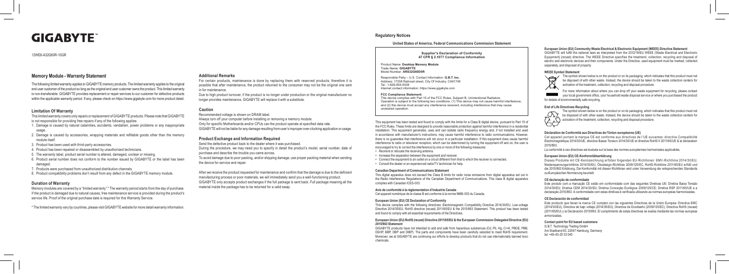# GIGABYTE™

12WE6-A32G60R-10GR

## Memory Module - Warranty Statement

The following limited warranty applies to GIGABYTE memory products. The limited warranty applies to the original end user customer of the product so long as the original end user customer owns the product. This limited warranty is non-transferable. GIGABYTE provides replacement or repair services to our customer for defective products within the applicable warranty period. If any, please check on https://www.gigabyte.com for more product detail.

### Limitation Of Warranty

This limited warranty covers only repairs or replacement of GIGABYTE products. Please note that GIGABYTE is not responsible for providing free repairs if any of the following applies:

1. Damage is caused by natural calamities, accidents, vandalism, power problems or any inappropriate usage.
2. Damage is caused by accessories, wrapping materials and refillable goods other than the memory module itself.
3. Product has been used with third-party accessories.
4. Product has been repaired or disassembled by unauthorized technicians.
5. The warranty label, product serial number is altered, damaged, unclear or missing.
6. Product serial number does not conform to the number issued by GIGABYTE or the label has been damaged.
7. Products were purchased from unauthorized distribution channels.
8. Product compatibility problems don't result from any defect in the GIGABYTE memory module.

### Duration of Warranty

Memory modules are covered by a "limited warranty".* The warranty period starts from the day of purchase. If the product is damaged due to natural causes, free maintenance service is provided during the product's service life. Proof of the original purchase date is required for this Warranty Service.

\* The limited warranty vary by countries, please visit GIGABYTE website for more detail warranty information.

### Additional Remarks

For certain products, maintenance is done by replacing them with reserved products; therefore it is possible that after maintenance, the product returned to the consumer may not be the original one sent in for maintenance.

Due to high product turnover, if the product is no longer under production or the original manufacturer no longer provides maintenance, GIGABYTE will replace it with a substitute.

### Caution

Recommended voltage is shown on DRAM label.
Always turn off your computer before installing or removing a memory module.
Only for specific Motherboards and/or CPUs can the product operate at specified data rate.
GIGABYTE will not be liable for any damage resulting from user's improper over-clocking application or usage.

### Product Exchange and Information Required

Send the defective product back to the dealer where it was purchased.
During the procedure, we may need you to specify in detail the product's model, serial number, date of purchase and describe the trouble you came across.
To avoid damage due to poor packing, and/or shipping damage, use proper packing material when sending the device for service and repair.

After we receive the product requested for maintenance and confirm that the damage is due to the deficient manufacturing process or poor materials, we will immediately send you a well-functioning product. GIGABYTE only accepts product exchanges if the full package is sent back. Full package meaning all the material inside the package has to be returned for a valid swap.

## Regulatory Notices

### United States of America, Federal Communications Commission Statement

**Supplier's Declaration of Conformity**
**47 CFR § 2.1077 Compliance Information**

Product Name: **Desktop Memory Module**
Trade Name: **GIGABYTE**
Model Number: **ARS32G60D5R**

Responsible Party – U.S. Contact Information: **G.B.T. Inc.**
Address: 17358 Railroad street, City Of Industry, CA91748
Tel.: 1-626-854-9338
Internet contact information: https://www.gigabyte.com

**FCC Compliance Statement:**
This device complies with Part 15 of the FCC Rules, Subpart B, Unintentional Radiators.
Operation is subject to the following two conditions: (1) This device may not cause harmful interference, and (2) this device must accept any interference received, including interference that may cause undesired operation.

This equipment has been tested and found to comply with the limits for a Class B digital device, pursuant to Part 15 of the FCC Rules. These limits are designed to provide reasonable protection against harmful interference in a residential installation. This equipment generates, uses and can radiate radio frequency energy and, if not installed and used in accordance with manufacturer's instructions, may cause harmful interference to radio communications. However, there is no guarantee that interference will not occur in a particular installation. If this equipment does cause harmful interference to radio or television reception, which can be determined by turning the equipment off and on, the user is encouraged to try to correct the interference by one or more of the following measures:

- Reorient or relocate the receiving antenna.
- Increase the separation between the equipment and receiver.
- Connect the equipment to an outlet on a circuit different from that to which the receiver is connected.
- Consult the dealer or an experienced radio/TV technician for help.

### Canadian Department of Communications Statement

This digital apparatus does not exceed the Class B limits for radio noise emissions from digital apparatus set out in the Radio Interference Regulations of the Canadian Department of Communications. This class B digital apparatus complies with Canadian ICES-003.

### Avis de conformité à la réglementation d'Industrie Canada

Cet appareil numérique de la classe B est conforme à la norme NMB-003 du Canada.

### European Union (EU) CE Declaration of Conformity

This device complies with the following directives: Electromagnetic Compatibility Directive 2014/30/EU, Low-voltage Directive 2014/35/EU, RoHS directive (recast) 2011/65/EU & the 2015/863 Statement. This product has been tested and found to comply with all essential requirements of the Directives.

### European Union (EU) RoHS (recast) Directive 2011/65/EU & the European Commission Delegated Directive (EU) 2015/863 Statement

GIGABYTE products have not intended to add and safe from hazardous substances (Cd, Pb, Hg, Cr+6, PBDE, PBB, DEHP, BBP, DBP and DIBP). The parts and components have been carefully selected to meet RoHS requirement. Moreover, we at GIGABYTE are continuing our efforts to develop products that do not use internationally banned toxic chemicals.

### European Union (EU) Community Waste Electrical & Electronic Equipment (WEEE) Directive Statement

GIGABYTE will fulfill the national laws as interpreted from the 2012/19/EU WEEE (Waste Electrical and Electronic Equipment) (recast) directive. The WEEE Directive specifies the treatment, collection, recycling and disposal of electric and electronic devices and their components. Under the Directive, used equipment must be marked, collected separately, and disposed of properly.

### WEEE Symbol Statement

The symbol shown below is on the product or on its packaging, which indicates that this product must not be disposed of with other waste. Instead, the device should be taken to the waste collection centers for activation of the treatment, collection, recycling and disposal procedure.

For more information about where you can drop off your waste equipment for recycling, please contact your local government office, your household waste disposal service or where you purchased the product for details of environmentally safe recycling.

### End of Life Directives-Recycling

The symbol shown below is on the product or on its packaging, which indicates that this product must not be disposed of with other waste. Instead, the device should be taken to the waste collection centers for activation of the treatment, collection, recycling and disposal procedure.

### Déclaration de Conformité aux Directives de l'Union européenne (UE)

Cet appareil portant la marque CE est conforme aux directives de l'UE suivantes: directive Compatibilité Electromagnétique 2014/30/UE, directive Basse Tension 2014/35/UE et directive RoHS II 2011/65/UE & la déclaration 2015/863.

La conformité à ces directives est évaluée sur la base des normes européennes harmonisées applicables.

### European Union (EU) CE-Konformitätserklärung

Dieses Produkte mit CE-Kennzeichnung erfüllen folgenden EU-Richtlinien: EMV-Richtlinie 2014/30/EU, Niederspannungsrichtlinie 2014/30/EU, Ökodesign-Richtlinie 2009/125/EC, RoHS-Richtlinie 2011/65/EU erfüllt und die 2015/863 Erklärung. Die Konformität mit diesen Richtlinien wird unter Verwendung der entsprechenden Standards zurEuropäischen Normierung beurteilt.

### CE declaração de conformidade

Este produto com a marcação CE estão em conformidade com das seguintes Diretivas UE: Diretiva Baixa Tensão 2014/35/EU; Diretiva CEM 2014/30/EU; Diretiva Conceção Ecológica 2009/125/CE; Diretiva RSP 2011/65/UE e a declaração 2015/863. A conformidade com estas diretivas é verificada utilizando as normas europeias harmonizadas.

### CE Declaración de conformidad

Este producto que llevan la marca CE cumplen con las siguientes Directivas de la Unión Europea: Directiva EMC (2014/30/EU), Directiva de bajo voltaje (2014/35/EU), Directiva de Ecodiseño (2009/125/EC), Directiva RoHS (recast) (2011/65/EU) y la Declaración 2015/863. El cumplimiento de estas directivas se evalúa mediante las normas europeas armonizadas.

### Contact point for EU based customers

G.B.T. Technology Trading GmbH
Am Stadtrand 63, 22047 Hamburg, Germany
tel: +49-40-25 33 040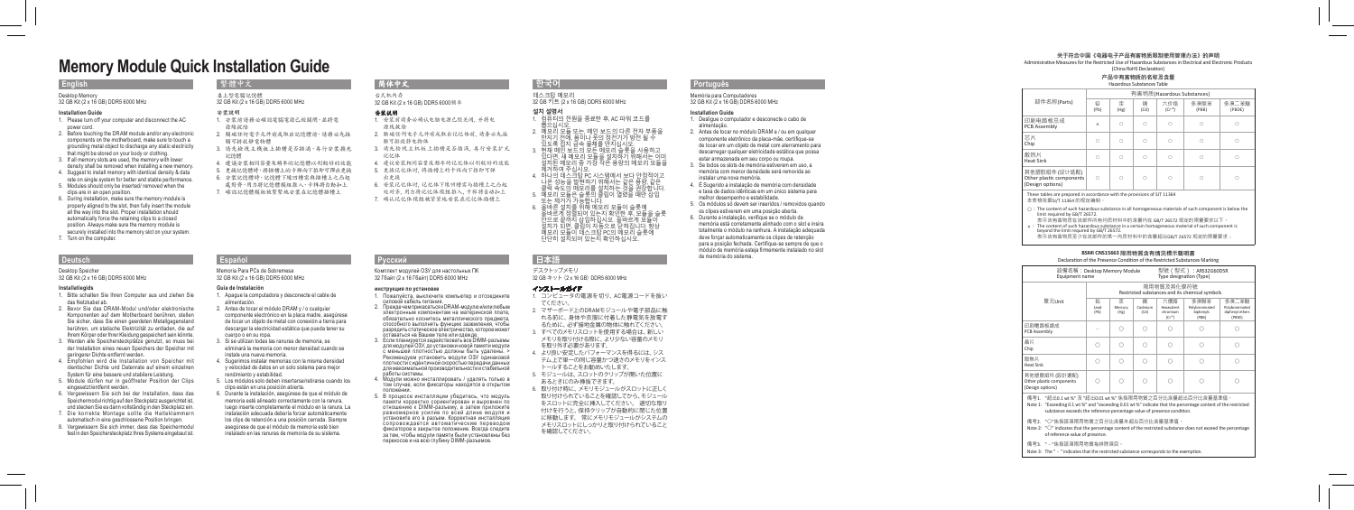# Memory Module Quick Installation Guide

## English

Desktop Memory
32 GB Kit (2 x 16 GB) DDR5 6000 MHz

### Installation Guide

1. Please turn off your computer and disconnect the AC power cord.
2. Before touching the DRAM module and/or any electronic components on the motherboard, make sure to touch a grounding metal object to discharge any static electricity that might be stored on your body or clothing.
3. If all memory slots are used, the memory with lower density shall be removed when installing a new memory.
4. Suggest to install memory with identical density & data rate on single system for better and stable performance.
5. Modules should only be inserted/removed when the clips are in an open position.
6. During installation, make sure the memory module is properly aligned to the slot, then fully insert the module all the way into the slot. Proper installation should automatically force the retaining clips to a closed position. Always make sure the memory module is securely installed into the memory slot on your system.
7. Turn on the computer.

## 繁體中文

桌上型電腦記憶體
32 GB Kit (2 x 16 GB) DDR5 6000 MHz

### 安裝說明

1. 安裝前請務必確認電腦電源已經關閉，並將電源線拔除。
2. 接觸任何電子元件前或取拿記憶體時，請務必先接觸可释放靜電物體。
3. 請先檢視主機板上插槽是否插滿，再行安裝擴充記憶體。
4. 建議安裝相同容量及頻率的記憶體以利較好的效能。
5. 更換記憶體時，將插槽上的卡榫向下扳開才可拆出更換。
6. 安裝記憶體時，記憶體下緣凹槽需與插槽上之凸起處對齊，用力將記憶體壓插入，卡榫將自動扣上。
7. 確認記憶體模組裝緊後安裝在記憶體插槽上。

## 简体中文

台式机内存
32 GB 套件 (2 x 16 GB) DDR5 6000 MHz

### 安装说明

1. 安装前请务必确认电脑电源已经关闭，并将电源线拔除。
2. 触碰任何电子元件或拿取记忆体时，请务必先触摸可释放静电物体。
3. 请先检视主机板上插槽是否插满，再行安装扩充记忆体。
4. 建议安装相同容量及频率的记忆体以利较好的效能。
5. 更换记忆体时，将插槽上的卡榫向下扳开才可拆出更换。
6. 安装记忆体时，记忆体下缘凹槽需与插槽上之凸起处对齐，用力将记忆体压插入，卡榫将自动扣上。
7. 确认记忆体模组装紧后安装在记忆体插槽上。

## 한국어

데스크탑 메모리
32 GB 키트 (2 x 16 GB) DDR5 6000 MHz

### 설치 설명서

1. 컴퓨터의 전원을 종료한 후, AC 파워 코드를 뽑으십시오.
2. 메모리 모듈 또는, 메인 보드의 다른 전자 부품을 만지기 전에, 몸이나 옷의 정전기가 방전 될 수 있도록 접지 금속 물체를 만지십시오.
3. 현재 메인 보드의 모든 메모리 슬롯을 사용하고 있다면, 새 메모리 모듈을 설치하기 위해서는 이미 설치된 메모리 중 가장 작은 용량의 메모리 모듈을 제거하여 주십시오.
4. 하나의 데스크탑 PC 시스템에서 보다 안정적이고 나은 성능을 발휘하기 위해서는 같은 용량, 같은 클럭 속도의 메모리를 설치하는 것을 권장합니다.
5. 메모리 모듈은 슬롯의 클립이 열렸을 때만 삽입 또는 제거가 가능합니다.
6. 올바른 설치를 위해 메모리 모듈이 슬롯에 올바르게 정렬되어 있는지 확인한 후, 모듈을 슬롯 안으로 끝까지 삽입하십시오. 올바르게 모듈이 설치가 되면, 클립이 자동으로 닫힙니다. 항상 메모리 모듈이 데스크탑 PC의 메모리 슬롯에 단단히 설치되어 있는지 확인하십시오.

## Português

Memória para Computadores
32 GB Kit (2 x 16 GB) DDR5 6000 MHz

### Installation Guide

1. Desligue o computador e desconecte o cabo de alimentação.
2. Antes de tocar no módulo DRAM e / ou em qualquer componente eletrônico da placa-mãe, certifique-se de tocar em um objeto de metal com aterramento para descarregar qualquer eletricidade estática que possa estar armazenada em seu corpo ou roupa.
3. Se todos os slots de memória estiverem em uso, a memória com menor densidade será removida ao instalar uma nova memória.
4. É Sugerido a instalação de memória com densidade e taxa de dados idênticas em um único sistema para melhor desempenho e estabilidade.
5. Os módulos só devem ser inseridos / removidos quando os clipes estiverem em uma posição aberta.
6. Durante a instalação, verifique se o módulo de memória está corretamente alinhado com o slot e insira totalmente o módulo na ranhura. A instalação adequada deve forçar automaticamente os clipes de retenção para a posição fechada. Certifique-se sempre de que o módulo de memória esteja firmemente instalado no slot de memória do sistema.

## Deutsch

Desktop Speicher
32 GB Kit (2 x 16 GB) DDR5 6000 MHz

### Installatiegids

1. Bitte schalten Sie Ihren Computer aus und ziehen Sie das Netzkabel ab.
2. Bevor Sie das DRAM-Modul und/oder elektronische Komponenten auf dem Motherboard berühren, stellen Sie sicher, dass Sie einen geerdeten Metallgegenstand berühren, um statische Elektrizität zu entladen, die auf Ihrem Körper oder Ihrer Kleidung gespeichert sein könnte.
3. Werden alle Speichersteckplätze genutzt, so muss bei der Installation eines neuen Speichers der Speicher mit geringerer Dichte entfernt werden.
4. Empfohlen wird die Installation von Speicher mit identischer Dichte und Datenrate auf einem einzelnen System für eine bessere und stabilere Leistung.
5. Module dürfen nur in geöffneter Position der Clips eingesetzt/entfernt werden.
6. Vergewissern Sie sich bei der Installation, dass das Speichermodul richtig auf den Steckplatz ausgerichtet ist, und stecken Sie es dann vollständig in den Steckplatz ein. Die korrekte Montage sollte die Halteklammern automatisch in eine geschlossene Position bringen.
7. Vergewissern Sie sich immer, dass das Speichermodul fest in den Speichersteckplatz Ihres Systems eingebaut ist.

## Español

Memoria Para PCs de Sobremesa
32 GB Kit (2 x 16 GB) DDR5 6000 MHz

### Guía de Instalación

1. Apague la computadora y desconecte el cable de alimentación.
2. Antes de tocar el módulo DRAM y / o cualquier componente electrónico en la placa madre, asegúrese de tocar un objeto de metal con conexión a tierra para descargar la electricidad estática que puede tener su cuerpo o en su ropa.
3. Si se utilizan todas las ranuras de memoria, se eliminará la memoria con menor densidad cuando se instale una nueva memoria.
4. Sugerimos instalar memorias con la misma densidad y velocidad de datos en un solo sistema para mejor rendimiento y estabilidad.
5. Los módulos solo deben insertarse/retirarse cuando los clips están en una posición abierta.
6. Durante la instalación, asegúrese de que el módulo de memoria esté alineado correctamente con la ranura, luego inserte completamente el módulo en la ranura. La instalación adecuada cierra automáticamente los clips de retención a una posición cerrada. Siempre asegúrese de que el módulo de memoria esté bien instalado en las ranuras de memoria de su sistema.

## Русский

Комплект модулей ОЗУ для настольных ПК
32 Гбайт (2 x 16 Гбайт) DDR5 6000 МГц

### инструкция по установке

1. Пожалуйста, выключите компьютер и отсоедините силовой кабель питания.
2. Прежде чем прикасаться к DRAM-модулю и/или любым электронным компонентам на материнской плате, обязательно коснитесь металлического предмета, способного выполнять функцию заземления, чтобы разрядить статическое электричество, которое может оставаться на Вашем теле или одежде.
3. Если планируется задействовать все DIMM-разъемы для модулей ОЗУ, до установки новой памяти модули с меньшей плотностью должны быть удалены. > Рекомендуем установить модули ОЗУ одинаковой плотностью и идентичной скоростью передачи данных для максимальной производительности и стабильной работы системы.
4. Модули можно инсталлировать / удалить только в том случае, если фиксаторы находятся в открытом положении.
5. В процессе инсталляции убедитесь, что модуль памяти корректно сориентирован и выровнен по отношению к DIMM-разъему, в затем приложите равномерное усилие по всей длине модуля и установите его в разъем. Корректная инсталляция сопровождается автоматическим переводом фиксаторов в закрытое положение. Всегда следите за тем, чтобы модули памяти были установлены без перекосов и на всю глубину DIMM-разъемов.

## 日本語

デスクトップメモリ
32 GB キット (2 x 16 GB) DDR5 6000 MHz

### インストールガイド

1. コンピュータの電源を切り、AC電源コードを抜いてください。
2. マザーボード上のDRAMモジュールや電子部品に触れる前に、身体や衣服に付着した静電気を放電するために、必ず接地金属の物体に触れてください。
3. すべてのメモリスロットを使用する場合は、新しいメモリを取り付ける際に、より少ない容量のメモリを取り外す必要があります。
4. より良い安定したパフォーマンスを得るには、システム上で単一の同じ容量かつ速さのメモリをインストールすることをお勧めいたします。
5. モジュールは、スロットのクリップが開いた位置にあるときにのみ挿抜できます。
6. 取り付け時に、メモリモジュールがスロットに正しく取り付けられていることを確認してから、モジュールをスロットに完全に挿入してください。適切な取り付けを行うと、保持クリップが自動的に閉じた位置に移動します。常にメモリモジュールがシステムのメモリスロットにしっかりと取り付けられていることを確認してください。

## 关于符合中国《电器电子产品有害物质限制使用管理办法》的声明

Administrative Measures for the Restricted Use of Hazardous Substances in Electrical and Electronic Products (China RoHS Declaration)

### 产品中有害物质的名称及含量

Hazardous Substances Table

| 部件名称(Parts) | 有害物质(Hazardous Substances) | | | | | |
|---|---|---|---|---|---|---|
| | 铅 (Pb) | 汞 (Hg) | 镉 (Cd) | 六价铬 (Cr⁺⁶) | 多溴联苯 (PBB) | 多溴二苯醚 (PBDE) |
| 印刷电路板组成 PCB Assembly | × | ○ | ○ | ○ | ○ | ○ |
| 芯片 Chip | ○ | ○ | ○ | ○ | ○ | ○ |
| 散热片 Heat Sink | ○ | ○ | ○ | ○ | ○ | ○ |
| 其他被动组件 (设计提配) Other plastic components (Design options) | ○ | ○ | ○ | ○ | ○ | ○ |

These tables are prepared in accordance with the provisions of SJ/T 11364
本表格依据SJ/T 11364的规定编制。

○ : The content of such hazardous substance in all homogeneous materials of such component is below the limit required by GB/T 26572.
表示该有害物质在该部件所有均质材料中的含量均在 GB/T 26572 规定的限量要求以下。

× : The content of such hazardous substance in a certain homogeneous material of such component is beyond the limit required by GB/T 26572.
表示该有害物质至少在该部件的某一均质材料中的含量超出GB/T 26572 规定的限量要求。

## BSMI CNS15663 限用物質含有情況標示聲明書

Declaration of the Presence Condition of the Restricted Substances Marking

| 設備名稱：Desktop Memory Module Equipment name | | 型號（型式）：AR532G60D5R Type designation (Type) | | | | |
|---|---|---|---|---|---|---|
| 單元Unit | 限用物質及其化學符號 Restricted substances and its chemical symbols | | | | | |
| | 鉛 Lead (Pb) | 汞 Mercury (Hg) | 鎘 Cadmium (Cd) | 六價鉻 Hexavalent chromium (Cr⁺⁶) | 多溴聯苯 Polybrominated biphenyls (PBB) | 多溴二苯醚 Polybrominated diphenyl ethers (PBDE) |
| 印刷電路板組成 PCB Assembly | — | ○ | ○ | ○ | ○ | ○ |
| 晶片 Chip | ○ | ○ | ○ | ○ | ○ | ○ |
| 散熱片 Heat Sink | ○ | ○ | ○ | ○ | ○ | ○ |
| 其他被動組件 (設計選配) Other plastic components (Design options) | ○ | ○ | ○ | ○ | ○ | ○ |

備考1. "超出0.1 wt %" 及 "超出0.01 wt %" 係指限用物質之百分比含量超出百分比含量基準值。
Note 1: "Exceeding 0.1 wt %" and "exceeding 0.01 wt %" indicate that the percentage content of the restricted substance exceeds the reference percentage value of presence condition.

備考2. "○"係指該項限用物質之百分比含量未超出百分比含量基準值。
Note 2: "○" indicates that the percentage content of the restricted substance does not exceed the percentage of reference value of presence.

備考3. "－"係指該項限用物質為排除項目。
Note 3: The " − " indicates that the restricted substance corresponds to the exemption.